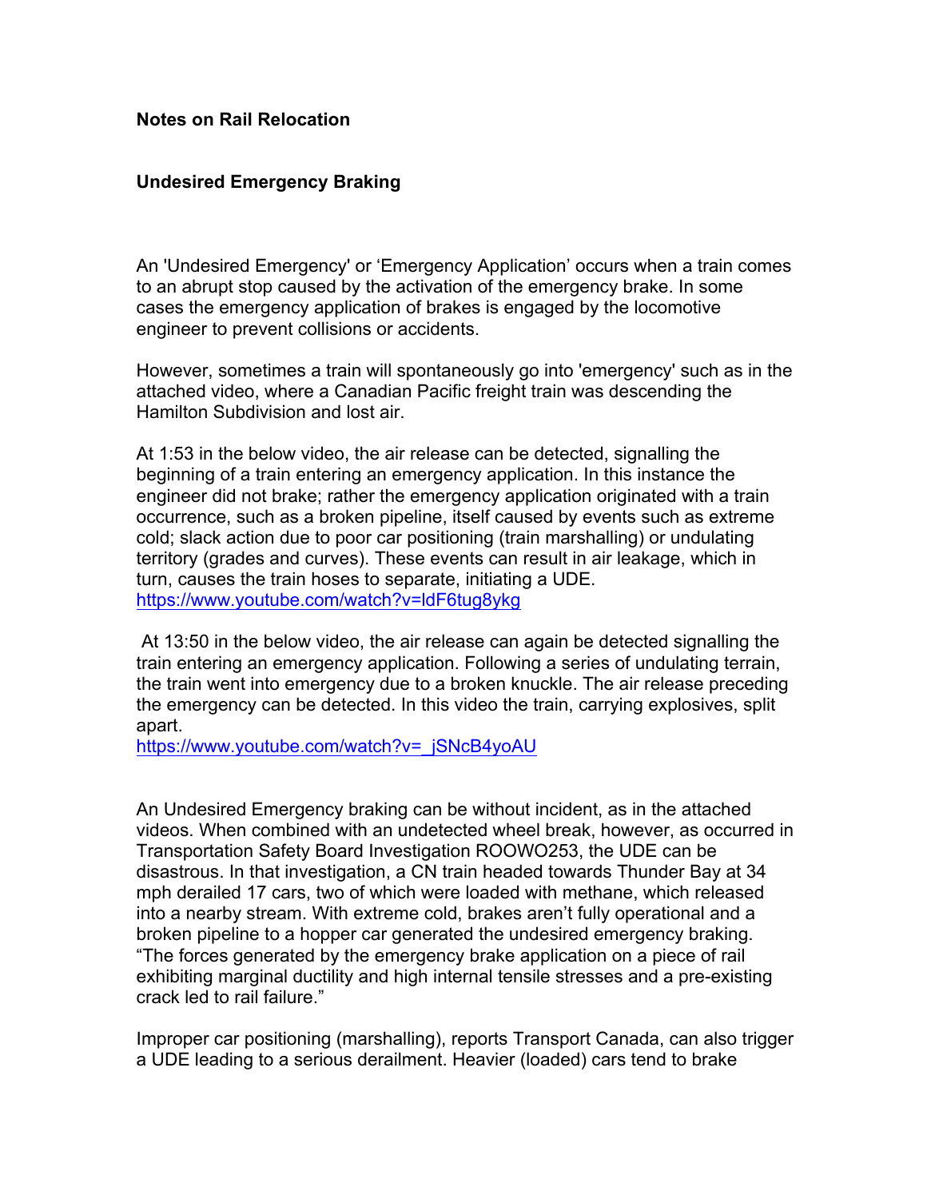**Notes on Rail Relocation**

**Undesired Emergency Braking**

An 'Undesired Emergency' or 'Emergency Application' occurs when a train comes to an abrupt stop caused by the activation of the emergency brake. In some cases the emergency application of brakes is engaged by the locomotive engineer to prevent collisions or accidents.

However, sometimes a train will spontaneously go into 'emergency' such as in the attached video, where a Canadian Pacific freight train was descending the Hamilton Subdivision and lost air.

At 1:53 in the below video, the air release can be detected, signalling the beginning of a train entering an emergency application. In this instance the engineer did not brake; rather the emergency application originated with a train occurrence, such as a broken pipeline, itself caused by events such as extreme cold; slack action due to poor car positioning (train marshalling) or undulating territory (grades and curves). These events can result in air leakage, which in turn, causes the train hoses to separate, initiating a UDE.
[https://www.youtube.com/watch?v=ldF6tug8ykg](https://www.youtube.com/watch?v=ldF6tug8ykg)

At 13:50 in the below video, the air release can again be detected signalling the train entering an emergency application. Following a series of undulating terrain, the train went into emergency due to a broken knuckle. The air release preceding the emergency can be detected. In this video the train, carrying explosives, split apart.
[https://www.youtube.com/watch?v=_jSNcB4yoAU](https://www.youtube.com/watch?v=_jSNcB4yoAU)

An Undesired Emergency braking can be without incident, as in the attached videos. When combined with an undetected wheel break, however, as occurred in Transportation Safety Board Investigation ROOWO253, the UDE can be disastrous. In that investigation, a CN train headed towards Thunder Bay at 34 mph derailed 17 cars, two of which were loaded with methane, which released into a nearby stream. With extreme cold, brakes aren't fully operational and a broken pipeline to a hopper car generated the undesired emergency braking. "The forces generated by the emergency brake application on a piece of rail exhibiting marginal ductility and high internal tensile stresses and a pre-existing crack led to rail failure."

Improper car positioning (marshalling), reports Transport Canada, can also trigger a UDE leading to a serious derailment. Heavier (loaded) cars tend to brake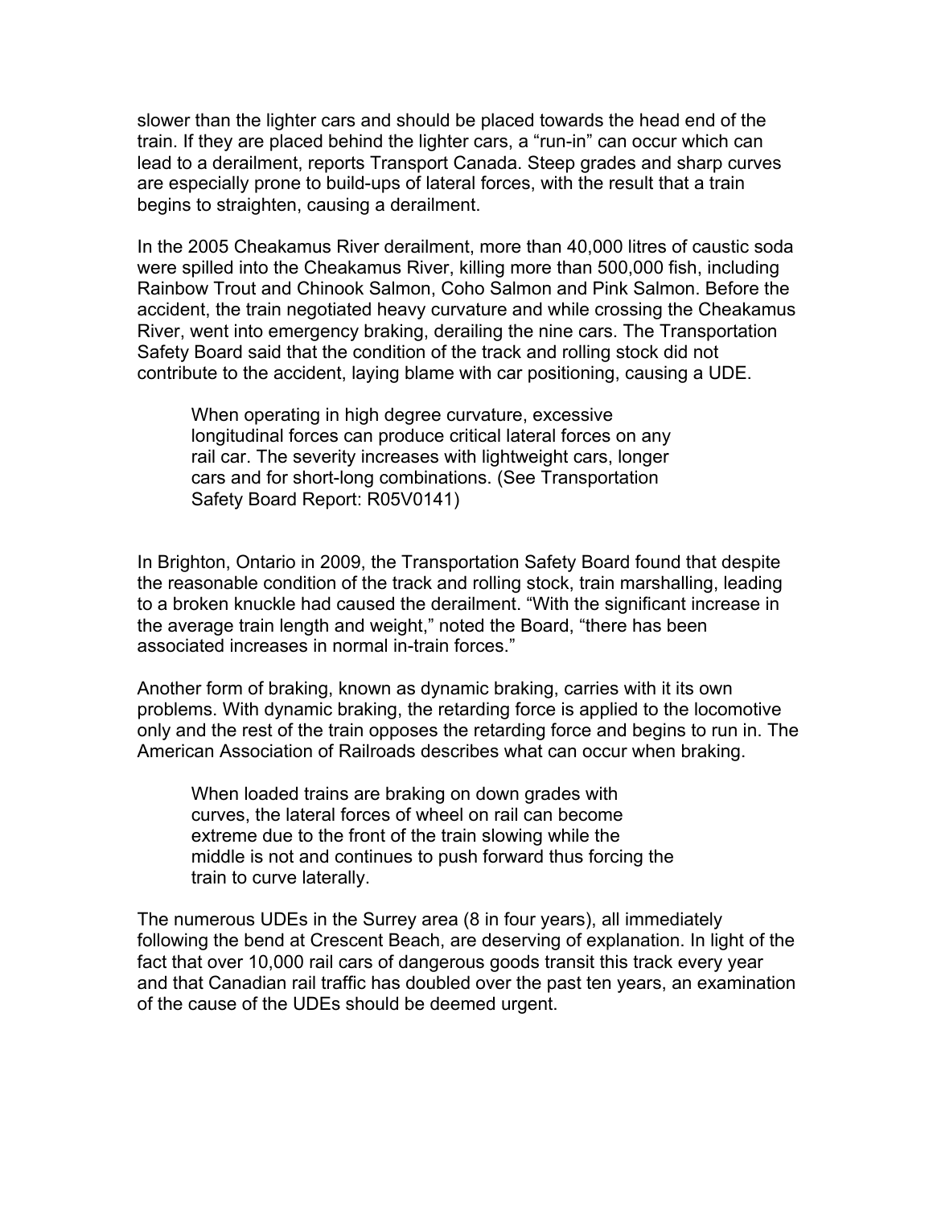slower than the lighter cars and should be placed towards the head end of the train. If they are placed behind the lighter cars, a "run-in" can occur which can lead to a derailment, reports Transport Canada. Steep grades and sharp curves are especially prone to build-ups of lateral forces, with the result that a train begins to straighten, causing a derailment.

In the 2005 Cheakamus River derailment, more than 40,000 litres of caustic soda were spilled into the Cheakamus River, killing more than 500,000 fish, including Rainbow Trout and Chinook Salmon, Coho Salmon and Pink Salmon. Before the accident, the train negotiated heavy curvature and while crossing the Cheakamus River, went into emergency braking, derailing the nine cars. The Transportation Safety Board said that the condition of the track and rolling stock did not contribute to the accident, laying blame with car positioning, causing a UDE.

> When operating in high degree curvature, excessive longitudinal forces can produce critical lateral forces on any rail car. The severity increases with lightweight cars, longer cars and for short-long combinations. (See Transportation Safety Board Report: R05V0141)

In Brighton, Ontario in 2009, the Transportation Safety Board found that despite the reasonable condition of the track and rolling stock, train marshalling, leading to a broken knuckle had caused the derailment. "With the significant increase in the average train length and weight," noted the Board, "there has been associated increases in normal in-train forces."

Another form of braking, known as dynamic braking, carries with it its own problems. With dynamic braking, the retarding force is applied to the locomotive only and the rest of the train opposes the retarding force and begins to run in. The American Association of Railroads describes what can occur when braking.

> When loaded trains are braking on down grades with curves, the lateral forces of wheel on rail can become extreme due to the front of the train slowing while the middle is not and continues to push forward thus forcing the train to curve laterally.

The numerous UDEs in the Surrey area (8 in four years), all immediately following the bend at Crescent Beach, are deserving of explanation. In light of the fact that over 10,000 rail cars of dangerous goods transit this track every year and that Canadian rail traffic has doubled over the past ten years, an examination of the cause of the UDEs should be deemed urgent.